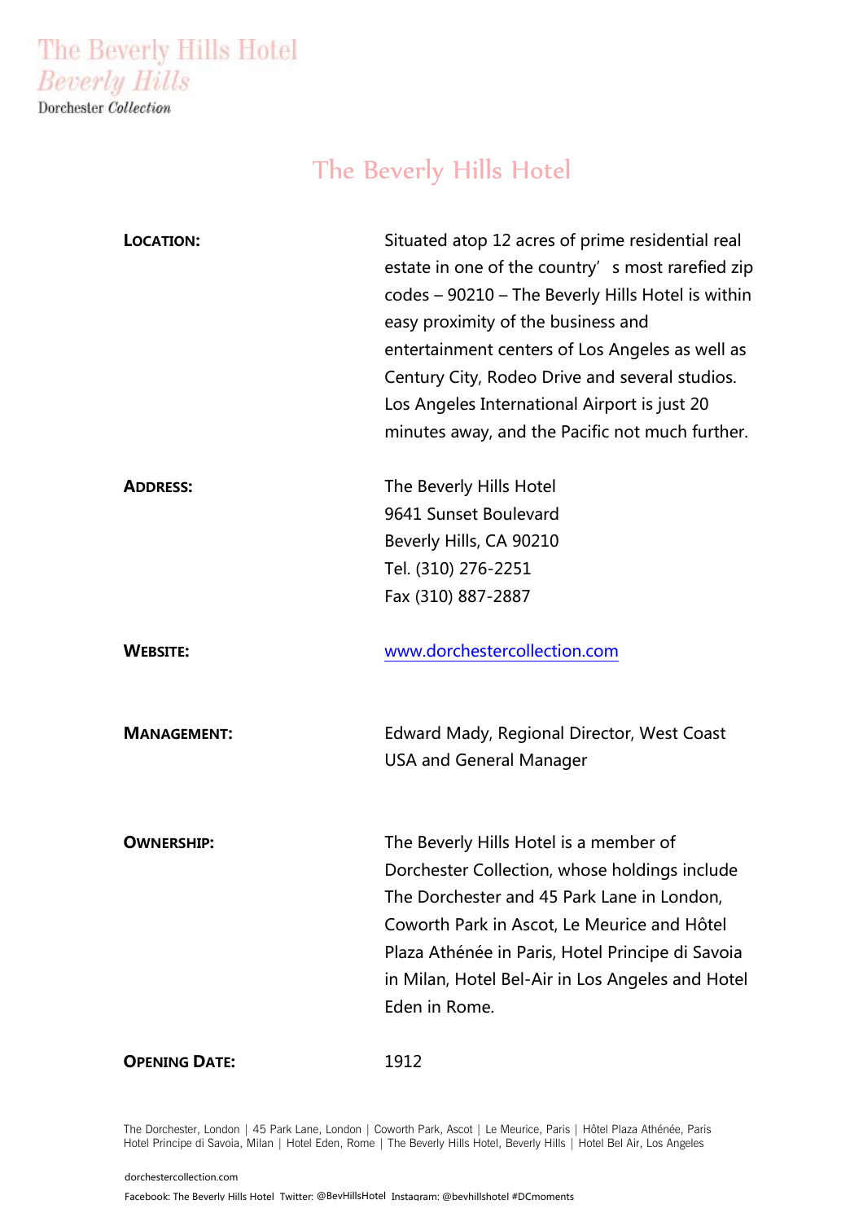The Beverly Hills Hotel
*Beverly Hills*
Dorchester *Collection*

# The Beverly Hills Hotel

| | |
|---|---|
| **LOCATION:** | Situated atop 12 acres of prime residential real estate in one of the country's most rarefied zip codes – 90210 – The Beverly Hills Hotel is within easy proximity of the business and entertainment centers of Los Angeles as well as Century City, Rodeo Drive and several studios. Los Angeles International Airport is just 20 minutes away, and the Pacific not much further. |
| **ADDRESS:** | The Beverly Hills Hotel<br>9641 Sunset Boulevard<br>Beverly Hills, CA 90210<br>Tel. (310) 276-2251<br>Fax (310) 887-2887 |
| **WEBSITE:** | www.dorchestercollection.com |
| **MANAGEMENT:** | Edward Mady, Regional Director, West Coast USA and General Manager |
| **OWNERSHIP:** | The Beverly Hills Hotel is a member of Dorchester Collection, whose holdings include The Dorchester and 45 Park Lane in London, Coworth Park in Ascot, Le Meurice and Hôtel Plaza Athénée in Paris, Hotel Principe di Savoia in Milan, Hotel Bel-Air in Los Angeles and Hotel Eden in Rome. |
| **OPENING DATE:** | 1912 |

The Dorchester, London | 45 Park Lane, London | Coworth Park, Ascot | Le Meurice, Paris | Hôtel Plaza Athénée, Paris
Hotel Principe di Savoia, Milan | Hotel Eden, Rome | The Beverly Hills Hotel, Beverly Hills | Hotel Bel Air, Los Angeles

dorchestercollection.com

Facebook: The Beverly Hills Hotel Twitter: @BevHillsHotel Instagram: @bevhillshotel #DCmoments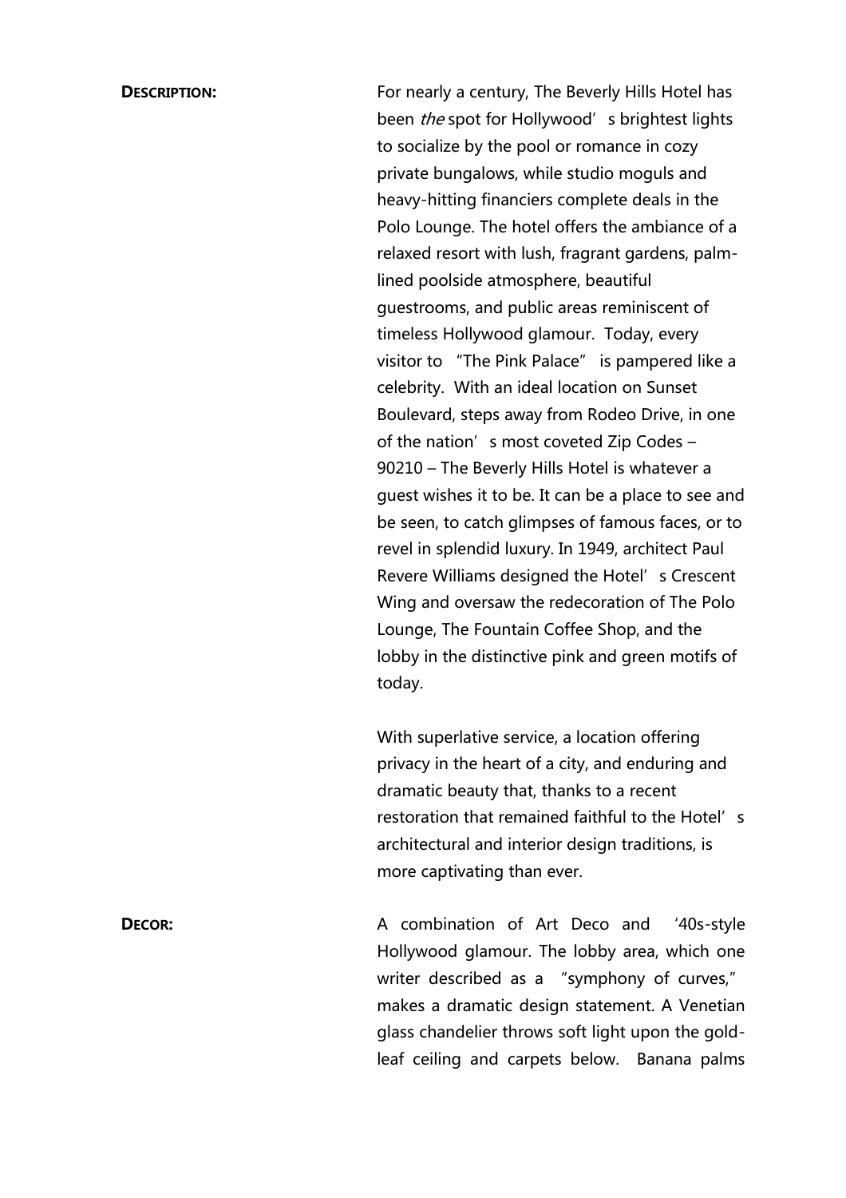**DESCRIPTION:**

For nearly a century, The Beverly Hills Hotel has been *the* spot for Hollywood's brightest lights to socialize by the pool or romance in cozy private bungalows, while studio moguls and heavy-hitting financiers complete deals in the Polo Lounge. The hotel offers the ambiance of a relaxed resort with lush, fragrant gardens, palm-lined poolside atmosphere, beautiful guestrooms, and public areas reminiscent of timeless Hollywood glamour. Today, every visitor to "The Pink Palace" is pampered like a celebrity. With an ideal location on Sunset Boulevard, steps away from Rodeo Drive, in one of the nation's most coveted Zip Codes – 90210 – The Beverly Hills Hotel is whatever a guest wishes it to be. It can be a place to see and be seen, to catch glimpses of famous faces, or to revel in splendid luxury. In 1949, architect Paul Revere Williams designed the Hotel's Crescent Wing and oversaw the redecoration of The Polo Lounge, The Fountain Coffee Shop, and the lobby in the distinctive pink and green motifs of today.

With superlative service, a location offering privacy in the heart of a city, and enduring and dramatic beauty that, thanks to a recent restoration that remained faithful to the Hotel's architectural and interior design traditions, is more captivating than ever.

**DECOR:**

A combination of Art Deco and '40s-style Hollywood glamour. The lobby area, which one writer described as a "symphony of curves," makes a dramatic design statement. A Venetian glass chandelier throws soft light upon the gold-leaf ceiling and carpets below. Banana palms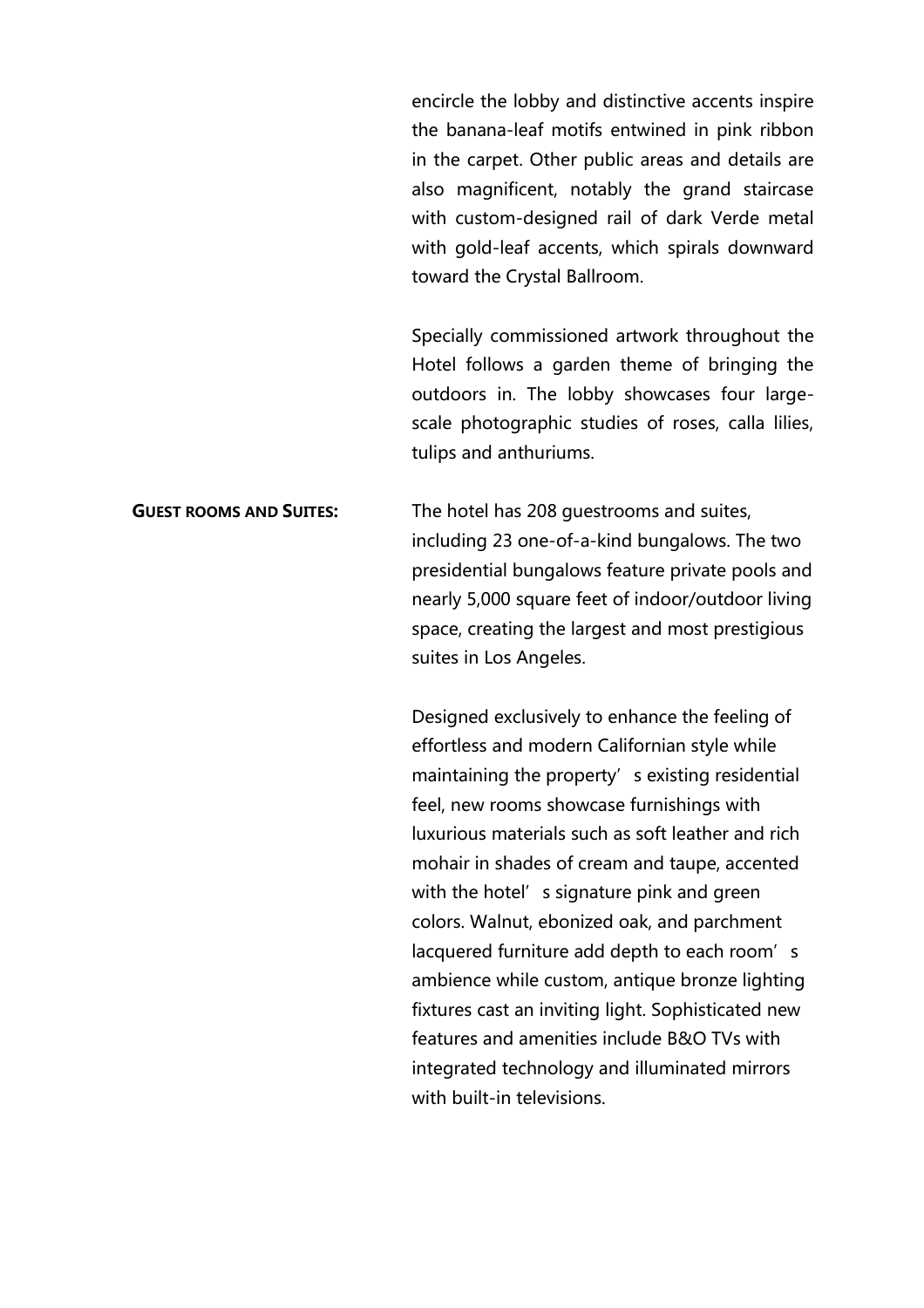encircle the lobby and distinctive accents inspire the banana-leaf motifs entwined in pink ribbon in the carpet. Other public areas and details are also magnificent, notably the grand staircase with custom-designed rail of dark Verde metal with gold-leaf accents, which spirals downward toward the Crystal Ballroom.

Specially commissioned artwork throughout the Hotel follows a garden theme of bringing the outdoors in. The lobby showcases four large-scale photographic studies of roses, calla lilies, tulips and anthuriums.

**GUEST ROOMS AND SUITES:**

The hotel has 208 guestrooms and suites, including 23 one-of-a-kind bungalows. The two presidential bungalows feature private pools and nearly 5,000 square feet of indoor/outdoor living space, creating the largest and most prestigious suites in Los Angeles.

Designed exclusively to enhance the feeling of effortless and modern Californian style while maintaining the property's existing residential feel, new rooms showcase furnishings with luxurious materials such as soft leather and rich mohair in shades of cream and taupe, accented with the hotel's signature pink and green colors. Walnut, ebonized oak, and parchment lacquered furniture add depth to each room's ambience while custom, antique bronze lighting fixtures cast an inviting light. Sophisticated new features and amenities include B&O TVs with integrated technology and illuminated mirrors with built-in televisions.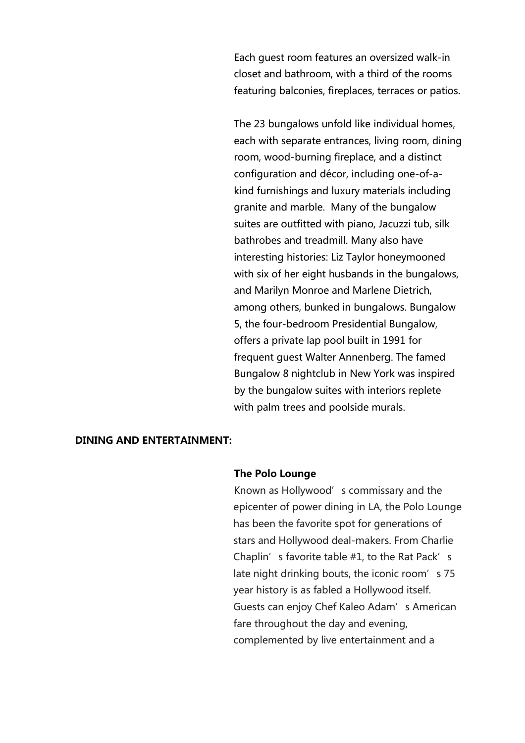Each guest room features an oversized walk-in closet and bathroom, with a third of the rooms featuring balconies, fireplaces, terraces or patios.

The 23 bungalows unfold like individual homes, each with separate entrances, living room, dining room, wood-burning fireplace, and a distinct configuration and décor, including one-of-a-kind furnishings and luxury materials including granite and marble. Many of the bungalow suites are outfitted with piano, Jacuzzi tub, silk bathrobes and treadmill. Many also have interesting histories: Liz Taylor honeymooned with six of her eight husbands in the bungalows, and Marilyn Monroe and Marlene Dietrich, among others, bunked in bungalows. Bungalow 5, the four-bedroom Presidential Bungalow, offers a private lap pool built in 1991 for frequent guest Walter Annenberg. The famed Bungalow 8 nightclub in New York was inspired by the bungalow suites with interiors replete with palm trees and poolside murals.

**DINING AND ENTERTAINMENT:**

**The Polo Lounge**

Known as Hollywood's commissary and the epicenter of power dining in LA, the Polo Lounge has been the favorite spot for generations of stars and Hollywood deal-makers. From Charlie Chaplin's favorite table #1, to the Rat Pack's late night drinking bouts, the iconic room's 75 year history is as fabled a Hollywood itself. Guests can enjoy Chef Kaleo Adam's American fare throughout the day and evening, complemented by live entertainment and a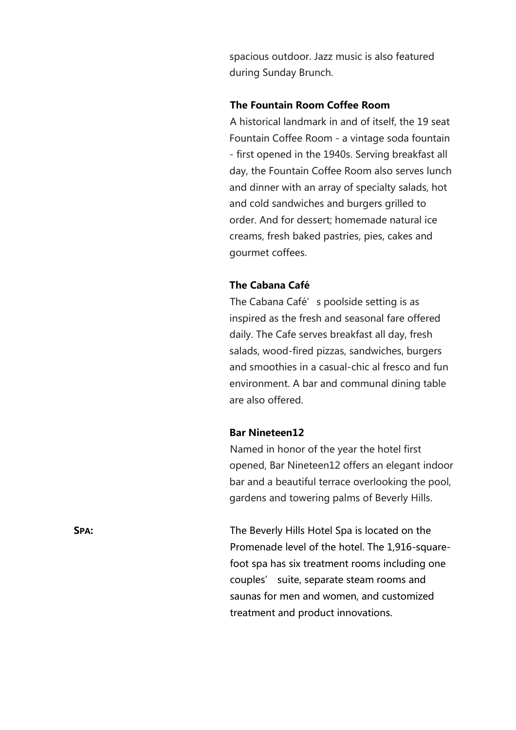spacious outdoor. Jazz music is also featured during Sunday Brunch.

**The Fountain Room Coffee Room**

A historical landmark in and of itself, the 19 seat Fountain Coffee Room - a vintage soda fountain - first opened in the 1940s. Serving breakfast all day, the Fountain Coffee Room also serves lunch and dinner with an array of specialty salads, hot and cold sandwiches and burgers grilled to order. And for dessert; homemade natural ice creams, fresh baked pastries, pies, cakes and gourmet coffees.

**The Cabana Café**

The Cabana Café's poolside setting is as inspired as the fresh and seasonal fare offered daily. The Cafe serves breakfast all day, fresh salads, wood-fired pizzas, sandwiches, burgers and smoothies in a casual-chic al fresco and fun environment. A bar and communal dining table are also offered.

**Bar Nineteen12**

Named in honor of the year the hotel first opened, Bar Nineteen12 offers an elegant indoor bar and a beautiful terrace overlooking the pool, gardens and towering palms of Beverly Hills.

**SPA:** The Beverly Hills Hotel Spa is located on the Promenade level of the hotel. The 1,916-square-foot spa has six treatment rooms including one couples' suite, separate steam rooms and saunas for men and women, and customized treatment and product innovations.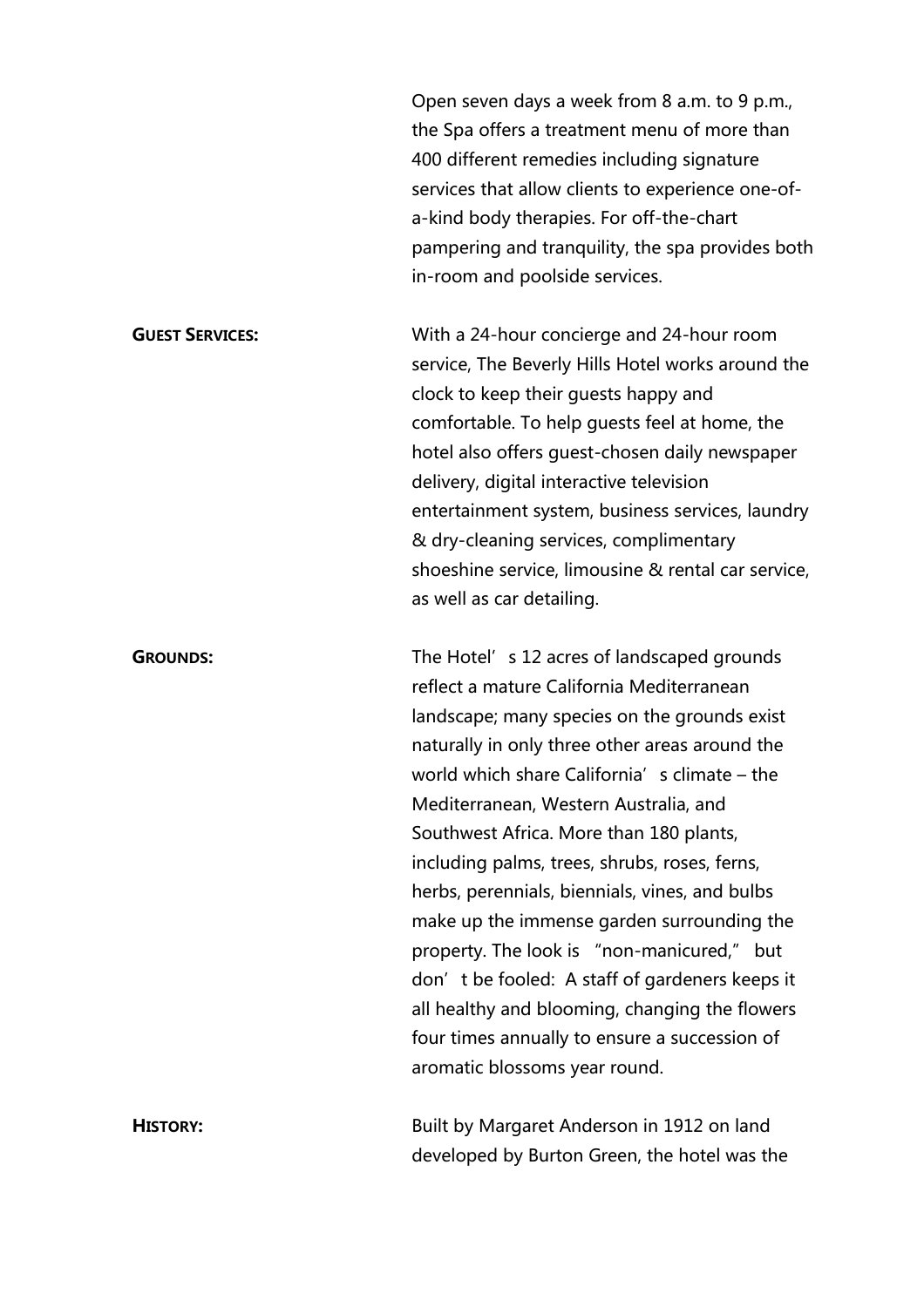Open seven days a week from 8 a.m. to 9 p.m., the Spa offers a treatment menu of more than 400 different remedies including signature services that allow clients to experience one-of-a-kind body therapies. For off-the-chart pampering and tranquility, the spa provides both in-room and poolside services.

**GUEST SERVICES:** With a 24-hour concierge and 24-hour room service, The Beverly Hills Hotel works around the clock to keep their guests happy and comfortable. To help guests feel at home, the hotel also offers guest-chosen daily newspaper delivery, digital interactive television entertainment system, business services, laundry & dry-cleaning services, complimentary shoeshine service, limousine & rental car service, as well as car detailing.

**GROUNDS:** The Hotel's 12 acres of landscaped grounds reflect a mature California Mediterranean landscape; many species on the grounds exist naturally in only three other areas around the world which share California's climate – the Mediterranean, Western Australia, and Southwest Africa. More than 180 plants, including palms, trees, shrubs, roses, ferns, herbs, perennials, biennials, vines, and bulbs make up the immense garden surrounding the property. The look is "non-manicured," but don't be fooled: A staff of gardeners keeps it all healthy and blooming, changing the flowers four times annually to ensure a succession of aromatic blossoms year round.

**HISTORY:** Built by Margaret Anderson in 1912 on land developed by Burton Green, the hotel was the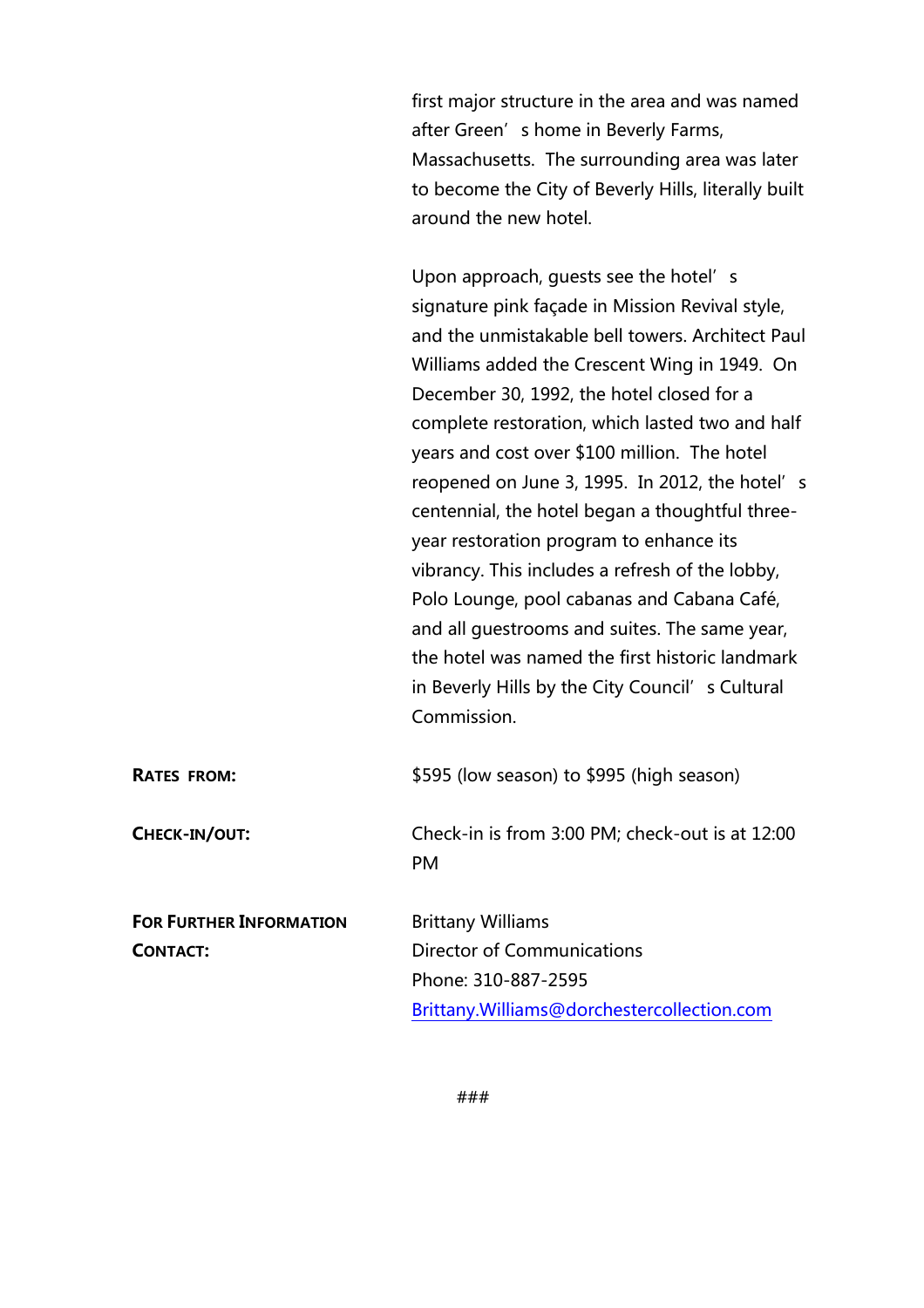first major structure in the area and was named after Green's home in Beverly Farms, Massachusetts. The surrounding area was later to become the City of Beverly Hills, literally built around the new hotel.

Upon approach, guests see the hotel's signature pink façade in Mission Revival style, and the unmistakable bell towers. Architect Paul Williams added the Crescent Wing in 1949. On December 30, 1992, the hotel closed for a complete restoration, which lasted two and half years and cost over $100 million. The hotel reopened on June 3, 1995. In 2012, the hotel's centennial, the hotel began a thoughtful three-year restoration program to enhance its vibrancy. This includes a refresh of the lobby, Polo Lounge, pool cabanas and Cabana Café, and all guestrooms and suites. The same year, the hotel was named the first historic landmark in Beverly Hills by the City Council's Cultural Commission.

**RATES FROM:** $595 (low season) to $995 (high season)

**CHECK-IN/OUT:** Check-in is from 3:00 PM; check-out is at 12:00 PM

**FOR FURTHER INFORMATION CONTACT:**
Brittany Williams
Director of Communications
Phone: 310-887-2595
Brittany.Williams@dorchestercollection.com

###